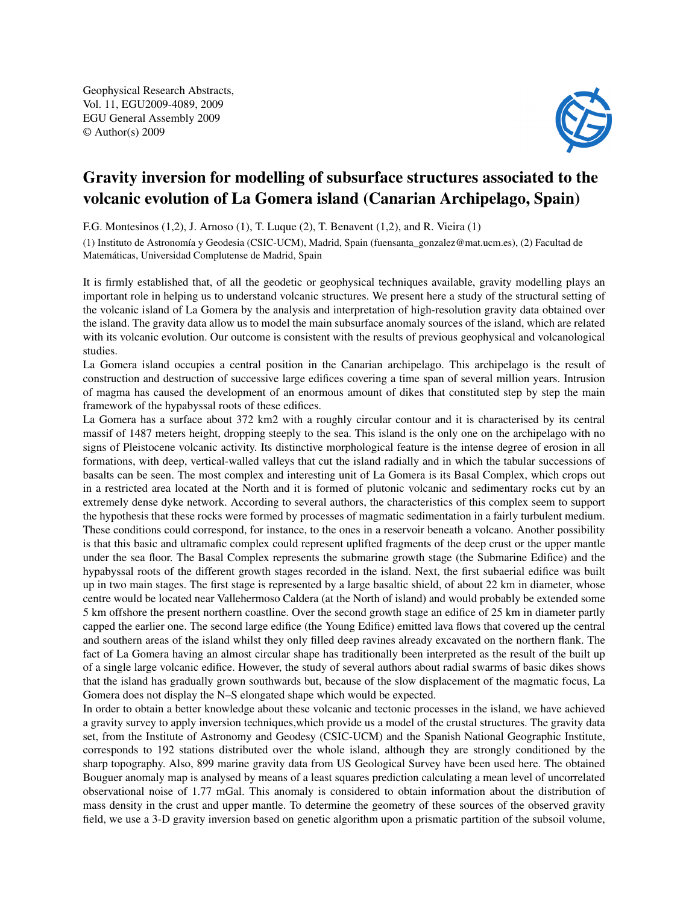# Gravity inversion for modelling of subsurface structures associated to the volcanic evolution of La Gomera island (Canarian Archipelago, Spain)

F.G. Montesinos (1,2), J. Arnoso (1), T. Luque (2), T. Benavent (1,2), and R. Vieira (1)

(1) Instituto de Astronomía y Geodesia (CSIC-UCM), Madrid, Spain (fuensanta_gonzalez@mat.ucm.es), (2) Facultad de Matemáticas, Universidad Complutense de Madrid, Spain

It is firmly established that, of all the geodetic or geophysical techniques available, gravity modelling plays an important role in helping us to understand volcanic structures. We present here a study of the structural setting of the volcanic island of La Gomera by the analysis and interpretation of high-resolution gravity data obtained over the island. The gravity data allow us to model the main subsurface anomaly sources of the island, which are related with its volcanic evolution. Our outcome is consistent with the results of previous geophysical and volcanological studies.

La Gomera island occupies a central position in the Canarian archipelago. This archipelago is the result of construction and destruction of successive large edifices covering a time span of several million years. Intrusion of magma has caused the development of an enormous amount of dikes that constituted step by step the main framework of the hypabyssal roots of these edifices.

La Gomera has a surface about 372 km2 with a roughly circular contour and it is characterised by its central massif of 1487 meters height, dropping steeply to the sea. This island is the only one on the archipelago with no signs of Pleistocene volcanic activity. Its distinctive morphological feature is the intense degree of erosion in all formations, with deep, vertical-walled valleys that cut the island radially and in which the tabular successions of basalts can be seen. The most complex and interesting unit of La Gomera is its Basal Complex, which crops out in a restricted area located at the North and it is formed of plutonic volcanic and sedimentary rocks cut by an extremely dense dyke network. According to several authors, the characteristics of this complex seem to support the hypothesis that these rocks were formed by processes of magmatic sedimentation in a fairly turbulent medium. These conditions could correspond, for instance, to the ones in a reservoir beneath a volcano. Another possibility is that this basic and ultramafic complex could represent uplifted fragments of the deep crust or the upper mantle under the sea floor. The Basal Complex represents the submarine growth stage (the Submarine Edifice) and the hypabyssal roots of the different growth stages recorded in the island. Next, the first subaerial edifice was built up in two main stages. The first stage is represented by a large basaltic shield, of about 22 km in diameter, whose centre would be located near Vallehermoso Caldera (at the North of island) and would probably be extended some 5 km offshore the present northern coastline. Over the second growth stage an edifice of 25 km in diameter partly capped the earlier one. The second large edifice (the Young Edifice) emitted lava flows that covered up the central and southern areas of the island whilst they only filled deep ravines already excavated on the northern flank. The fact of La Gomera having an almost circular shape has traditionally been interpreted as the result of the built up of a single large volcanic edifice. However, the study of several authors about radial swarms of basic dikes shows that the island has gradually grown southwards but, because of the slow displacement of the magmatic focus, La Gomera does not display the N–S elongated shape which would be expected.

In order to obtain a better knowledge about these volcanic and tectonic processes in the island, we have achieved a gravity survey to apply inversion techniques,which provide us a model of the crustal structures. The gravity data set, from the Institute of Astronomy and Geodesy (CSIC-UCM) and the Spanish National Geographic Institute, corresponds to 192 stations distributed over the whole island, although they are strongly conditioned by the sharp topography. Also, 899 marine gravity data from US Geological Survey have been used here. The obtained Bouguer anomaly map is analysed by means of a least squares prediction calculating a mean level of uncorrelated observational noise of 1.77 mGal. This anomaly is considered to obtain information about the distribution of mass density in the crust and upper mantle. To determine the geometry of these sources of the observed gravity field, we use a 3-D gravity inversion based on genetic algorithm upon a prismatic partition of the subsoil volume,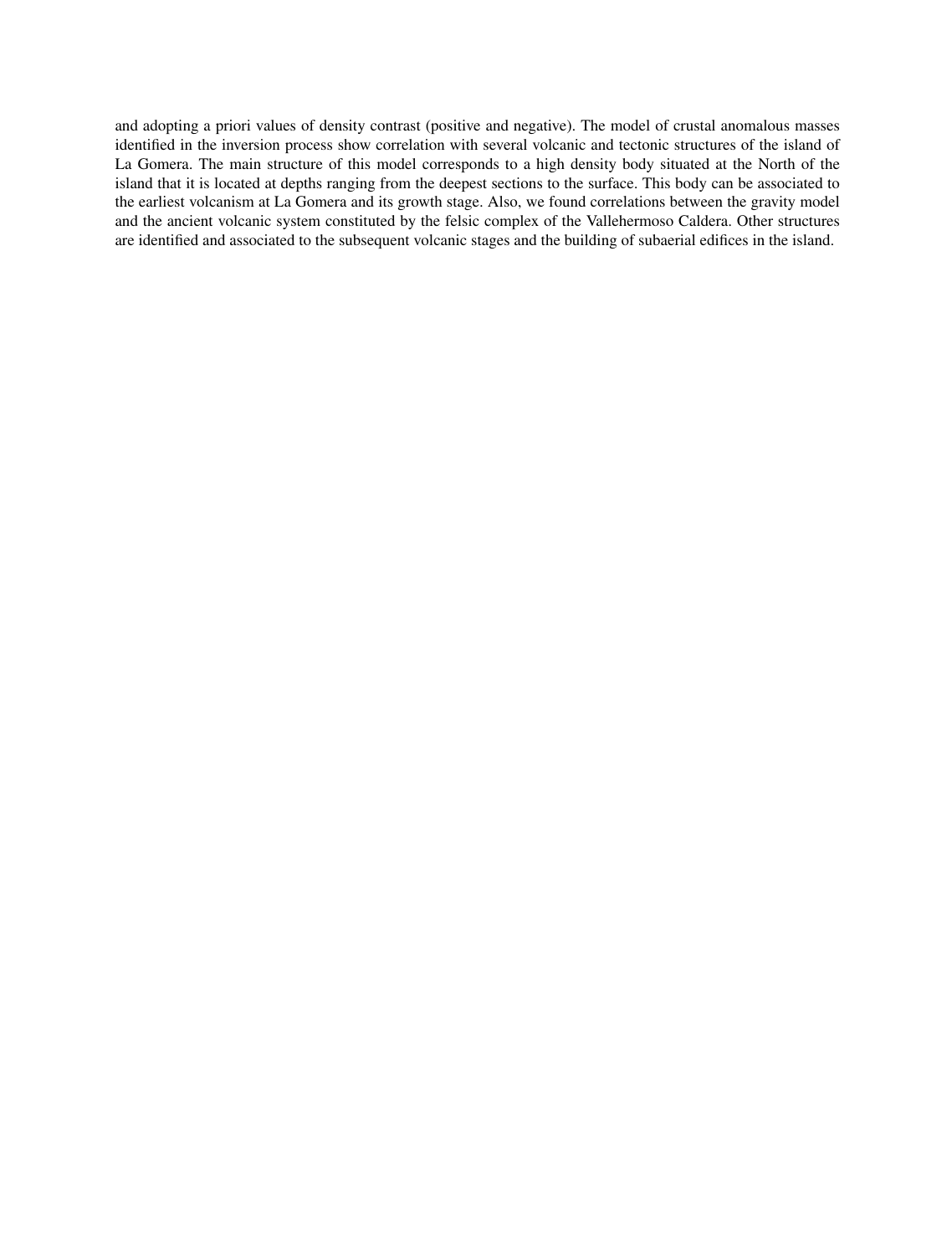and adopting a priori values of density contrast (positive and negative). The model of crustal anomalous masses identified in the inversion process show correlation with several volcanic and tectonic structures of the island of La Gomera. The main structure of this model corresponds to a high density body situated at the North of the island that it is located at depths ranging from the deepest sections to the surface. This body can be associated to the earliest volcanism at La Gomera and its growth stage. Also, we found correlations between the gravity model and the ancient volcanic system constituted by the felsic complex of the Vallehermoso Caldera. Other structures are identified and associated to the subsequent volcanic stages and the building of subaerial edifices in the island.